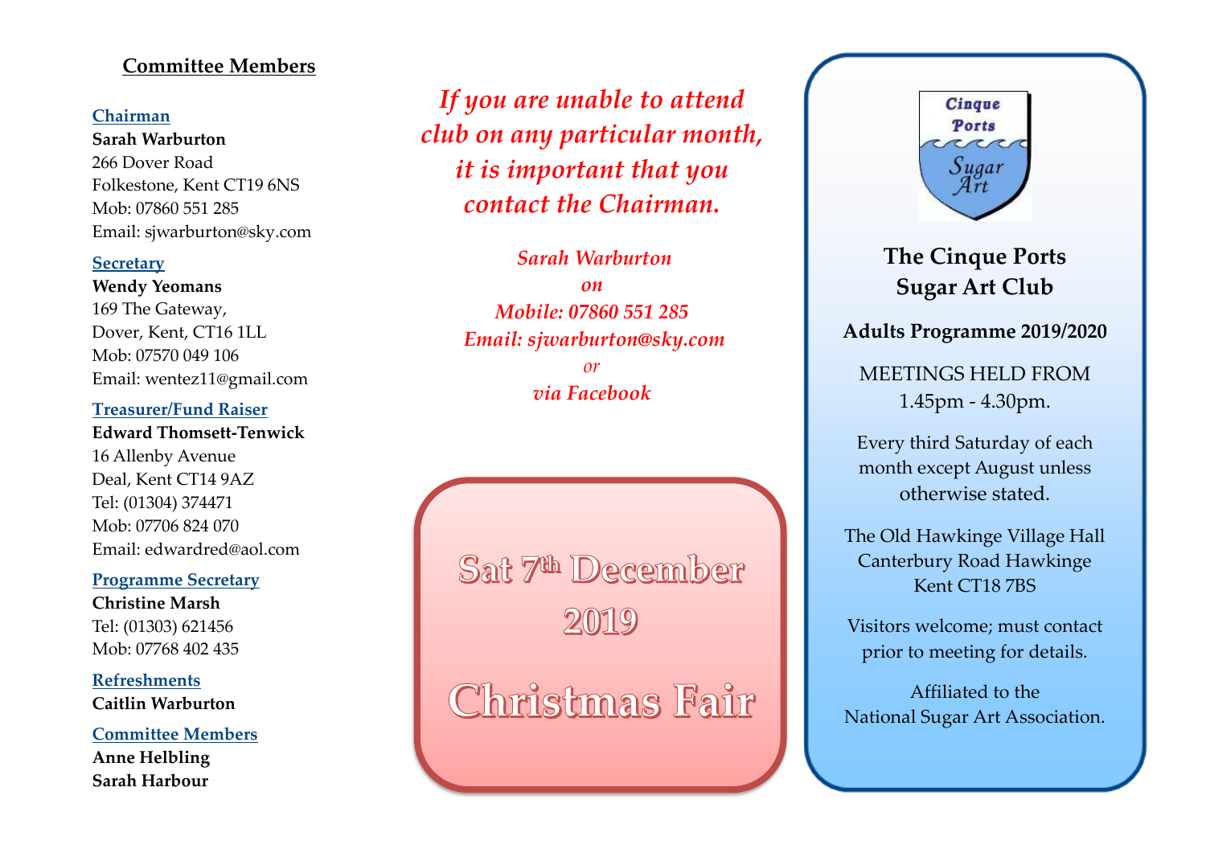## Committee Members

**Chairman**
**Sarah Warburton**
266 Dover Road
Folkestone, Kent CT19 6NS
Mob: 07860 551 285
Email: sjwarburton@sky.com

**Secretary**
**Wendy Yeomans**
169 The Gateway,
Dover, Kent, CT16 1LL
Mob: 07570 049 106
Email: wentez11@gmail.com

**Treasurer/Fund Raiser**
**Edward Thomsett-Tenwick**
16 Allenby Avenue
Deal, Kent CT14 9AZ
Tel: (01304) 374471
Mob: 07706 824 070
Email: edwardred@aol.com

**Programme Secretary**
**Christine Marsh**
Tel: (01303) 621456
Mob: 07768 402 435

**Refreshments**
**Caitlin Warburton**

**Committee Members**
**Anne Helbling**
**Sarah Harbour**

*If you are unable to attend club on any particular month, it is important that you contact the Chairman.*

*Sarah Warburton*
*on*
*Mobile: 07860 551 285*
*Email: sjwarburton@sky.com*
*or*
*via Facebook*

**Sat 7th December 2019**

**Christmas Fair**

Cinque Ports Sugar Art

## The Cinque Ports Sugar Art Club

**Adults Programme 2019/2020**

MEETINGS HELD FROM 1.45pm - 4.30pm.

Every third Saturday of each month except August unless otherwise stated.

The Old Hawkinge Village Hall
Canterbury Road Hawkinge
Kent CT18 7BS

Visitors welcome; must contact prior to meeting for details.

Affiliated to the
National Sugar Art Association.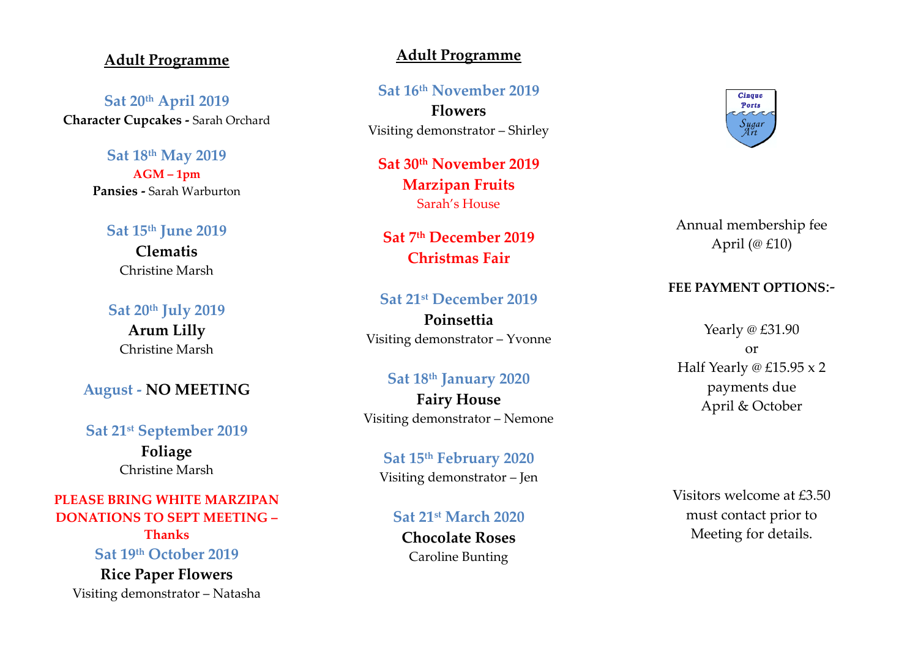## Adult Programme

**Sat 20th April 2019**
**Character Cupcakes -** Sarah Orchard

**Sat 18th May 2019**
**AGM – 1pm**
**Pansies -** Sarah Warburton

**Sat 15th June 2019**
**Clematis**
Christine Marsh

**Sat 20th July 2019**
**Arum Lilly**
Christine Marsh

**August - NO MEETING**

**Sat 21st September 2019**
**Foliage**
Christine Marsh

**PLEASE BRING WHITE MARZIPAN DONATIONS TO SEPT MEETING – Thanks**

**Sat 19th October 2019**
**Rice Paper Flowers**
Visiting demonstrator – Natasha

## Adult Programme

**Sat 16th November 2019**
**Flowers**
Visiting demonstrator – Shirley

**Sat 30th November 2019**
**Marzipan Fruits**
Sarah's House

**Sat 7th December 2019**
**Christmas Fair**

**Sat 21st December 2019**
**Poinsettia**
Visiting demonstrator – Yvonne

**Sat 18th January 2020**
**Fairy House**
Visiting demonstrator – Nemone

**Sat 15th February 2020**
Visiting demonstrator – Jen

**Sat 21st March 2020**
**Chocolate Roses**
Caroline Bunting

Cinque Ports Sugar Art

Annual membership fee
April (@ £10)

**FEE PAYMENT OPTIONS:-**

Yearly @ £31.90
or
Half Yearly @ £15.95 x 2
payments due
April & October

Visitors welcome at £3.50
must contact prior to
Meeting for details.